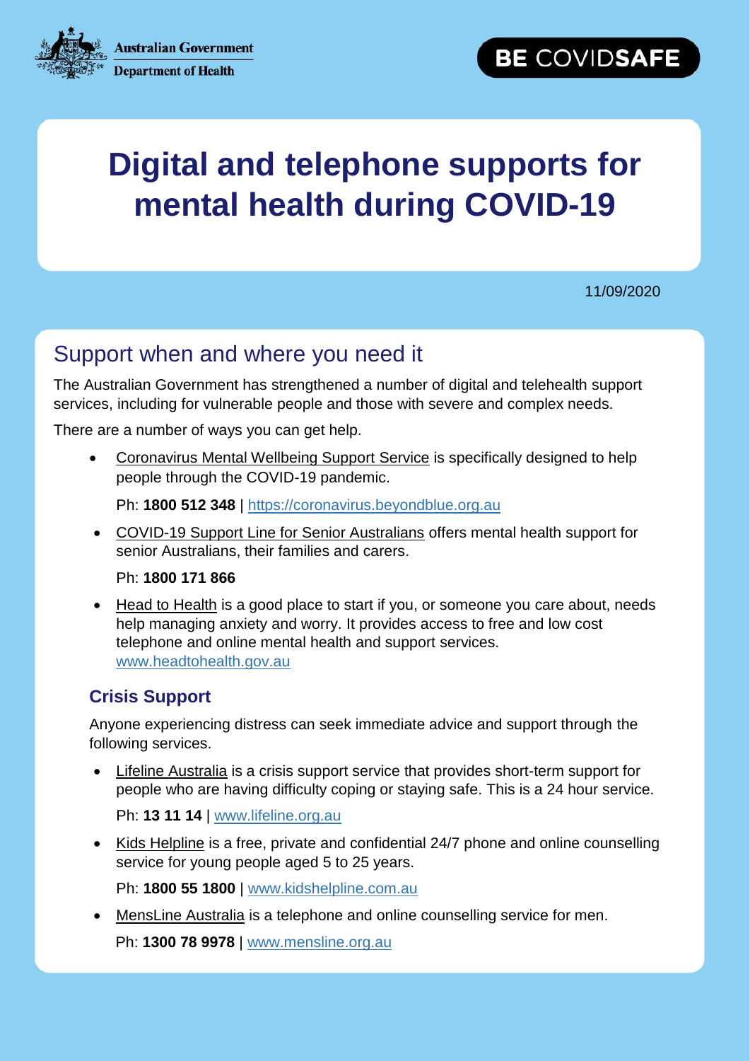Australian Government
Department of Health

BE COVIDSAFE

# Digital and telephone supports for mental health during COVID-19

11/09/2020

## Support when and where you need it

The Australian Government has strengthened a number of digital and telehealth support services, including for vulnerable people and those with severe and complex needs.

There are a number of ways you can get help.

- Coronavirus Mental Wellbeing Support Service is specifically designed to help people through the COVID-19 pandemic.

  Ph: **1800 512 348** | https://coronavirus.beyondblue.org.au

- COVID-19 Support Line for Senior Australians offers mental health support for senior Australians, their families and carers.

  Ph: **1800 171 866**

- Head to Health is a good place to start if you, or someone you care about, needs help managing anxiety and worry. It provides access to free and low cost telephone and online mental health and support services. www.headtohealth.gov.au

### Crisis Support

Anyone experiencing distress can seek immediate advice and support through the following services.

- Lifeline Australia is a crisis support service that provides short-term support for people who are having difficulty coping or staying safe. This is a 24 hour service.

  Ph: **13 11 14** | www.lifeline.org.au

- Kids Helpline is a free, private and confidential 24/7 phone and online counselling service for young people aged 5 to 25 years.

  Ph: **1800 55 1800** | www.kidshelpline.com.au

- MensLine Australia is a telephone and online counselling service for men.

  Ph: **1300 78 9978** | www.mensline.org.au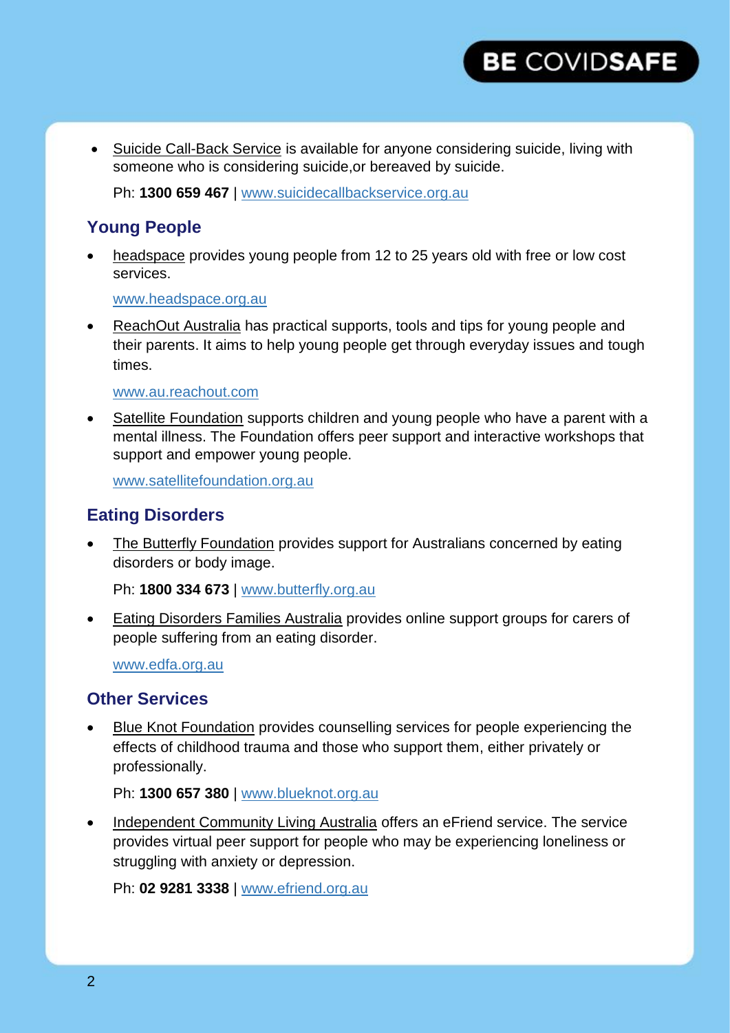- Suicide Call-Back Service is available for anyone considering suicide, living with someone who is considering suicide,or bereaved by suicide.

  Ph: **1300 659 467** | www.suicidecallbackservice.org.au

## Young People

- headspace provides young people from 12 to 25 years old with free or low cost services.

  www.headspace.org.au

- ReachOut Australia has practical supports, tools and tips for young people and their parents. It aims to help young people get through everyday issues and tough times.

  www.au.reachout.com

- Satellite Foundation supports children and young people who have a parent with a mental illness. The Foundation offers peer support and interactive workshops that support and empower young people.

  www.satellitefoundation.org.au

## Eating Disorders

- The Butterfly Foundation provides support for Australians concerned by eating disorders or body image.

  Ph: **1800 334 673** | www.butterfly.org.au

- Eating Disorders Families Australia provides online support groups for carers of people suffering from an eating disorder.

  www.edfa.org.au

## Other Services

- Blue Knot Foundation provides counselling services for people experiencing the effects of childhood trauma and those who support them, either privately or professionally.

  Ph: **1300 657 380** | www.blueknot.org.au

- Independent Community Living Australia offers an eFriend service. The service provides virtual peer support for people who may be experiencing loneliness or struggling with anxiety or depression.

  Ph: **02 9281 3338** | www.efriend.org.au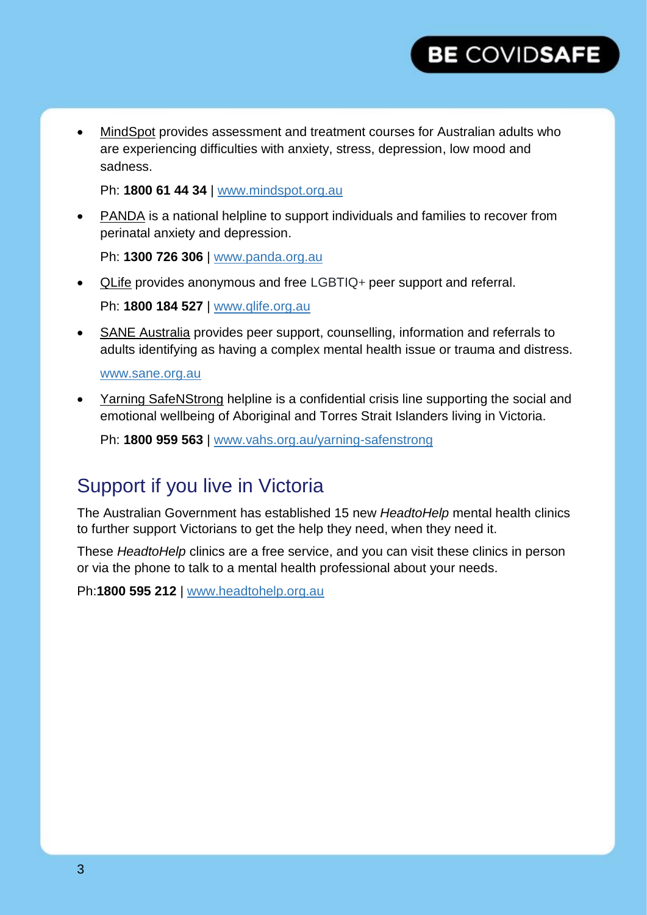**BE COVIDSAFE**

- MindSpot provides assessment and treatment courses for Australian adults who are experiencing difficulties with anxiety, stress, depression, low mood and sadness.

  Ph: **1800 61 44 34** | www.mindspot.org.au

- PANDA is a national helpline to support individuals and families to recover from perinatal anxiety and depression.

  Ph: **1300 726 306** | www.panda.org.au

- QLife provides anonymous and free LGBTIQ+ peer support and referral.

  Ph: **1800 184 527** | www.qlife.org.au

- SANE Australia provides peer support, counselling, information and referrals to adults identifying as having a complex mental health issue or trauma and distress.

  www.sane.org.au

- Yarning SafeNStrong helpline is a confidential crisis line supporting the social and emotional wellbeing of Aboriginal and Torres Strait Islanders living in Victoria.

  Ph: **1800 959 563** | www.vahs.org.au/yarning-safenstrong

## Support if you live in Victoria

The Australian Government has established 15 new *HeadtoHelp* mental health clinics to further support Victorians to get the help they need, when they need it.

These *HeadtoHelp* clinics are a free service, and you can visit these clinics in person or via the phone to talk to a mental health professional about your needs.

Ph:**1800 595 212** | www.headtohelp.org.au